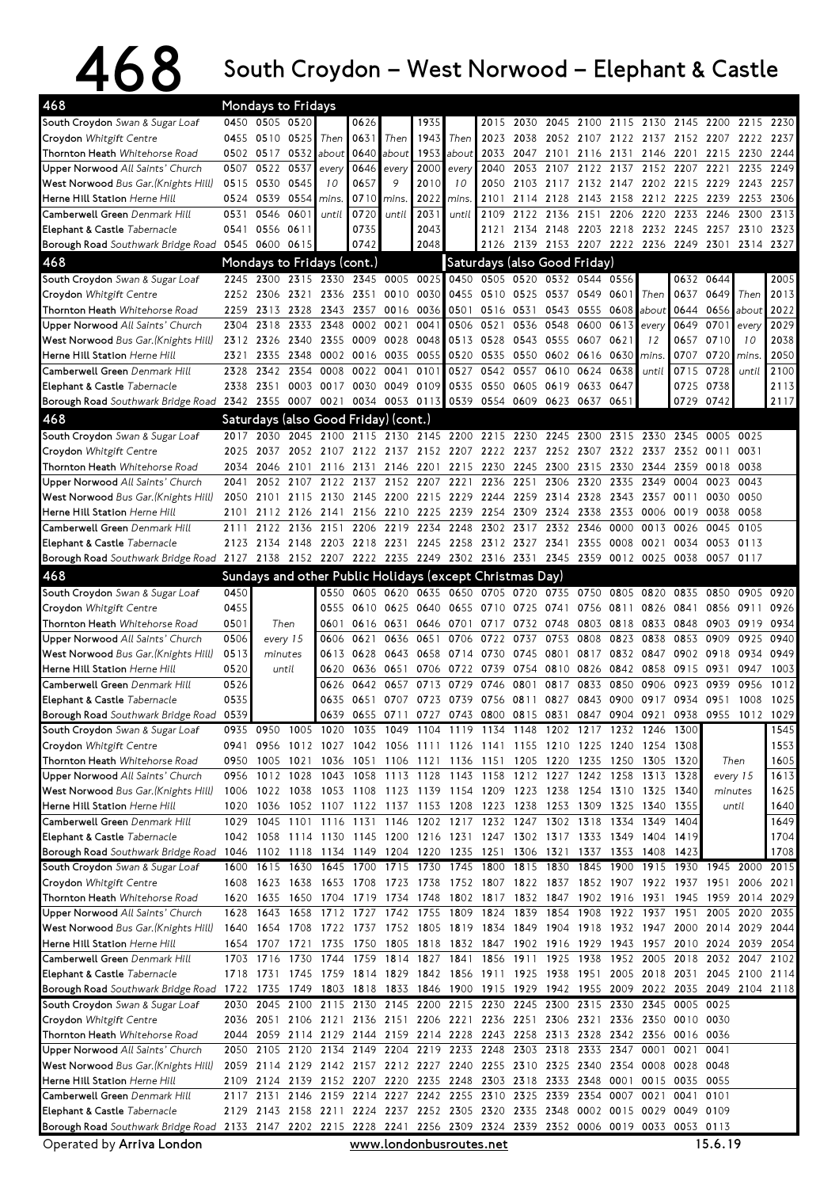# 468 South Croydon – West Norwood – Elephant & Castle

## Mondays to Fridays

| 468 | | | | | | | | | | | | | | | | | | | | |
|---|---|---|---|---|---|---|---|---|---|---|---|---|---|---|---|---|---|---|---|---|
| South Croydon *Swan & Sugar Loaf* | 0450 | 0505 | 0520 | | 0626 | | 1935 | | 2015 | 2030 | 2045 | 2100 | 2115 | 2130 | 2145 | 2200 | 2215 | 2230 |
| Croydon *Whitgift Centre* | 0455 | 0510 | 0525 | Then | 0631 | Then | 1943 | Then | 2023 | 2038 | 2052 | 2107 | 2122 | 2137 | 2152 | 2207 | 2222 | 2237 |
| Thornton Heath *Whitehorse Road* | 0502 | 0517 | 0532 | about | 0640 | about | 1953 | about | 2033 | 2047 | 2101 | 2116 | 2131 | 2146 | 2201 | 2215 | 2230 | 2244 |
| Upper Norwood *All Saints' Church* | 0507 | 0522 | 0537 | every | 0646 | every | 2000 | every | 2040 | 2053 | 2107 | 2122 | 2137 | 2152 | 2207 | 2221 | 2235 | 2249 |
| West Norwood *Bus Gar.(Knights Hill)* | 0515 | 0530 | 0545 | 10 | 0657 | 9 | 2010 | 10 | 2050 | 2103 | 2117 | 2132 | 2147 | 2202 | 2215 | 2229 | 2243 | 2257 |
| Herne Hill Station *Herne Hill* | 0524 | 0539 | 0554 | mins. | 0710 | mins. | 2022 | mins. | 2101 | 2114 | 2128 | 2143 | 2158 | 2212 | 2225 | 2239 | 2253 | 2306 |
| Camberwell Green *Denmark Hill* | 0531 | 0546 | 0601 | until | 0720 | until | 2031 | until | 2109 | 2122 | 2136 | 2151 | 2206 | 2220 | 2233 | 2246 | 2300 | 2313 |
| Elephant & Castle *Tabernacle* | 0541 | 0556 | 0611 | | 0735 | | 2043 | | 2121 | 2134 | 2148 | 2203 | 2218 | 2232 | 2245 | 2257 | 2310 | 2323 |
| Borough Road *Southwark Bridge Road* | 0545 | 0600 | 0615 | | 0742 | | 2048 | | 2126 | 2139 | 2153 | 2207 | 2222 | 2236 | 2249 | 2301 | 2314 | 2327 |

## Mondays to Fridays (cont.) / Saturdays (also Good Friday)

| 468 | Mon–Fri | | | | | | | Sat | | | | | | | | | | | |
|---|---|---|---|---|---|---|---|---|---|---|---|---|---|---|---|---|---|---|---|
| South Croydon *Swan & Sugar Loaf* | 2245 | 2300 | 2315 | 2330 | 2345 | 0005 | 0025 | 0450 | 0505 | 0520 | 0532 | 0544 | 0556 | | 0632 | 0644 | | 2005 |
| Croydon *Whitgift Centre* | 2252 | 2306 | 2321 | 2336 | 2351 | 0010 | 0030 | 0455 | 0510 | 0525 | 0537 | 0549 | 0601 | Then | 0637 | 0649 | Then | 2013 |
| Thornton Heath *Whitehorse Road* | 2259 | 2313 | 2328 | 2343 | 2357 | 0016 | 0036 | 0501 | 0516 | 0531 | 0543 | 0555 | 0608 | about | 0644 | 0656 | about | 2022 |
| Upper Norwood *All Saints' Church* | 2304 | 2318 | 2333 | 2348 | 0002 | 0021 | 0041 | 0506 | 0521 | 0536 | 0548 | 0600 | 0613 | every | 0649 | 0701 | every | 2029 |
| West Norwood *Bus Gar.(Knights Hill)* | 2312 | 2326 | 2340 | 2355 | 0009 | 0028 | 0048 | 0513 | 0528 | 0543 | 0555 | 0607 | 0621 | 12 | 0657 | 0710 | 10 | 2038 |
| Herne Hill Station *Herne Hill* | 2321 | 2335 | 2348 | 0002 | 0016 | 0035 | 0055 | 0520 | 0535 | 0550 | 0602 | 0616 | 0630 | mins. | 0707 | 0720 | mins. | 2050 |
| Camberwell Green *Denmark Hill* | 2328 | 2342 | 2354 | 0008 | 0022 | 0041 | 0101 | 0527 | 0542 | 0557 | 0610 | 0624 | 0638 | until | 0715 | 0728 | until | 2100 |
| Elephant & Castle *Tabernacle* | 2338 | 2351 | 0003 | 0017 | 0030 | 0049 | 0109 | 0535 | 0550 | 0605 | 0619 | 0633 | 0647 | | 0725 | 0738 | | 2113 |
| Borough Road *Southwark Bridge Road* | 2342 | 2355 | 0007 | 0021 | 0034 | 0053 | 0113 | 0539 | 0554 | 0609 | 0623 | 0637 | 0651 | | 0729 | 0742 | | 2117 |

## Saturdays (also Good Friday) (cont.)

| 468 | | | | | | | | | | | | | | | | | |
|---|---|---|---|---|---|---|---|---|---|---|---|---|---|---|---|---|---|
| South Croydon *Swan & Sugar Loaf* | 2017 | 2030 | 2045 | 2100 | 2115 | 2130 | 2145 | 2200 | 2215 | 2230 | 2245 | 2300 | 2315 | 2330 | 2345 | 0005 | 0025 |
| Croydon *Whitgift Centre* | 2025 | 2037 | 2052 | 2107 | 2122 | 2137 | 2152 | 2207 | 2222 | 2237 | 2252 | 2307 | 2322 | 2337 | 2352 | 0011 | 0031 |
| Thornton Heath *Whitehorse Road* | 2034 | 2046 | 2101 | 2116 | 2131 | 2146 | 2201 | 2215 | 2230 | 2245 | 2300 | 2315 | 2330 | 2344 | 2359 | 0018 | 0038 |
| Upper Norwood *All Saints' Church* | 2041 | 2052 | 2107 | 2122 | 2137 | 2152 | 2207 | 2221 | 2236 | 2251 | 2306 | 2320 | 2335 | 2349 | 0004 | 0023 | 0043 |
| West Norwood *Bus Gar.(Knights Hill)* | 2050 | 2101 | 2115 | 2130 | 2145 | 2200 | 2215 | 2229 | 2244 | 2259 | 2314 | 2328 | 2343 | 2357 | 0011 | 0030 | 0050 |
| Herne Hill Station *Herne Hill* | 2101 | 2112 | 2126 | 2141 | 2156 | 2210 | 2225 | 2239 | 2254 | 2309 | 2324 | 2338 | 2353 | 0006 | 0019 | 0038 | 0058 |
| Camberwell Green *Denmark Hill* | 2111 | 2122 | 2136 | 2151 | 2206 | 2219 | 2234 | 2248 | 2302 | 2317 | 2332 | 2346 | 0000 | 0013 | 0026 | 0045 | 0105 |
| Elephant & Castle *Tabernacle* | 2123 | 2134 | 2148 | 2203 | 2218 | 2231 | 2245 | 2258 | 2312 | 2327 | 2341 | 2355 | 0008 | 0021 | 0034 | 0053 | 0113 |
| Borough Road *Southwark Bridge Road* | 2127 | 2138 | 2152 | 2207 | 2222 | 2235 | 2249 | 2302 | 2316 | 2331 | 2345 | 2359 | 0012 | 0025 | 0038 | 0057 | 0117 |

## Sundays and other Public Holidays (except Christmas Day)

| 468 | | | | | | | | | | | | | | | | | | |
|---|---|---|---|---|---|---|---|---|---|---|---|---|---|---|---|---|---|---|
| South Croydon *Swan & Sugar Loaf* | 0450 | | 0550 | 0605 | 0620 | 0635 | 0650 | 0705 | 0720 | 0735 | 0750 | 0805 | 0820 | 0835 | 0850 | 0905 | 0920 |
| Croydon *Whitgift Centre* | 0455 | | 0555 | 0610 | 0625 | 0640 | 0655 | 0710 | 0725 | 0741 | 0756 | 0811 | 0826 | 0841 | 0856 | 0911 | 0926 |
| Thornton Heath *Whitehorse Road* | 0501 | Then | 0601 | 0616 | 0631 | 0646 | 0701 | 0717 | 0732 | 0748 | 0803 | 0818 | 0833 | 0848 | 0903 | 0919 | 0934 |
| Upper Norwood *All Saints' Church* | 0506 | every 15 | 0606 | 0621 | 0636 | 0651 | 0706 | 0722 | 0737 | 0753 | 0808 | 0823 | 0838 | 0853 | 0909 | 0925 | 0940 |
| West Norwood *Bus Gar.(Knights Hill)* | 0513 | minutes | 0613 | 0628 | 0643 | 0658 | 0714 | 0730 | 0745 | 0801 | 0817 | 0832 | 0847 | 0902 | 0918 | 0934 | 0949 |
| Herne Hill Station *Herne Hill* | 0520 | until | 0620 | 0636 | 0651 | 0706 | 0722 | 0739 | 0754 | 0810 | 0826 | 0842 | 0858 | 0915 | 0931 | 0947 | 1003 |
| Camberwell Green *Denmark Hill* | 0526 | | 0626 | 0642 | 0657 | 0713 | 0729 | 0746 | 0801 | 0817 | 0833 | 0850 | 0906 | 0923 | 0939 | 0956 | 1012 |
| Elephant & Castle *Tabernacle* | 0535 | | 0635 | 0651 | 0707 | 0723 | 0739 | 0756 | 0811 | 0827 | 0843 | 0900 | 0917 | 0934 | 0951 | 1008 | 1025 |
| Borough Road *Southwark Bridge Road* | 0539 | | 0639 | 0655 | 0711 | 0727 | 0743 | 0800 | 0815 | 0831 | 0847 | 0904 | 0921 | 0938 | 0955 | 1012 | 1029 |

| 468 | | | | | | | | | | | | | | | | | |
|---|---|---|---|---|---|---|---|---|---|---|---|---|---|---|---|---|---|
| South Croydon *Swan & Sugar Loaf* | 0935 | 0950 | 1005 | 1020 | 1035 | 1049 | 1104 | 1119 | 1134 | 1148 | 1202 | 1217 | 1232 | 1246 | 1300 | | 1545 |
| Croydon *Whitgift Centre* | 0941 | 0956 | 1012 | 1027 | 1042 | 1056 | 1111 | 1126 | 1141 | 1155 | 1210 | 1225 | 1240 | 1254 | 1308 | | 1553 |
| Thornton Heath *Whitehorse Road* | 0950 | 1005 | 1021 | 1036 | 1051 | 1106 | 1121 | 1136 | 1151 | 1205 | 1220 | 1235 | 1250 | 1305 | 1320 | Then | 1605 |
| Upper Norwood *All Saints' Church* | 0956 | 1012 | 1028 | 1043 | 1058 | 1113 | 1128 | 1143 | 1158 | 1212 | 1227 | 1242 | 1258 | 1313 | 1328 | every 15 | 1613 |
| West Norwood *Bus Gar.(Knights Hill)* | 1006 | 1022 | 1038 | 1053 | 1108 | 1123 | 1139 | 1154 | 1209 | 1223 | 1238 | 1254 | 1310 | 1325 | 1340 | minutes | 1625 |
| Herne Hill Station *Herne Hill* | 1020 | 1036 | 1052 | 1107 | 1122 | 1137 | 1153 | 1208 | 1223 | 1238 | 1253 | 1309 | 1325 | 1340 | 1355 | until | 1640 |
| Camberwell Green *Denmark Hill* | 1029 | 1045 | 1101 | 1116 | 1131 | 1146 | 1202 | 1217 | 1232 | 1247 | 1302 | 1318 | 1334 | 1349 | 1404 | | 1649 |
| Elephant & Castle *Tabernacle* | 1042 | 1058 | 1114 | 1130 | 1145 | 1200 | 1216 | 1231 | 1247 | 1302 | 1317 | 1333 | 1349 | 1404 | 1419 | | 1704 |
| Borough Road *Southwark Bridge Road* | 1046 | 1102 | 1118 | 1134 | 1149 | 1204 | 1220 | 1235 | 1251 | 1306 | 1321 | 1337 | 1353 | 1408 | 1423 | | 1708 |

| 468 | | | | | | | | | | | | | | | | | | | |
|---|---|---|---|---|---|---|---|---|---|---|---|---|---|---|---|---|---|---|---|
| South Croydon *Swan & Sugar Loaf* | 1600 | 1615 | 1630 | 1645 | 1700 | 1715 | 1730 | 1745 | 1800 | 1815 | 1830 | 1845 | 1900 | 1915 | 1930 | 1945 | 2000 | 2015 |
| Croydon *Whitgift Centre* | 1608 | 1623 | 1638 | 1653 | 1708 | 1723 | 1738 | 1752 | 1807 | 1822 | 1837 | 1852 | 1907 | 1922 | 1937 | 1951 | 2006 | 2021 |
| Thornton Heath *Whitehorse Road* | 1620 | 1635 | 1650 | 1704 | 1719 | 1734 | 1748 | 1802 | 1817 | 1832 | 1847 | 1902 | 1916 | 1931 | 1945 | 1959 | 2014 | 2029 |
| Upper Norwood *All Saints' Church* | 1628 | 1643 | 1658 | 1712 | 1727 | 1742 | 1755 | 1809 | 1824 | 1839 | 1854 | 1908 | 1922 | 1937 | 1951 | 2005 | 2020 | 2035 |
| West Norwood *Bus Gar.(Knights Hill)* | 1640 | 1654 | 1708 | 1722 | 1737 | 1752 | 1805 | 1819 | 1834 | 1849 | 1904 | 1918 | 1932 | 1947 | 2000 | 2014 | 2029 | 2044 |
| Herne Hill Station *Herne Hill* | 1654 | 1707 | 1721 | 1735 | 1750 | 1805 | 1818 | 1832 | 1847 | 1902 | 1916 | 1929 | 1943 | 1957 | 2010 | 2024 | 2039 | 2054 |
| Camberwell Green *Denmark Hill* | 1703 | 1716 | 1730 | 1744 | 1759 | 1814 | 1827 | 1841 | 1856 | 1911 | 1925 | 1938 | 1952 | 2005 | 2018 | 2032 | 2047 | 2102 |
| Elephant & Castle *Tabernacle* | 1718 | 1731 | 1745 | 1759 | 1814 | 1829 | 1842 | 1856 | 1911 | 1925 | 1938 | 1951 | 2005 | 2018 | 2031 | 2045 | 2100 | 2114 |
| Borough Road *Southwark Bridge Road* | 1722 | 1735 | 1749 | 1803 | 1818 | 1833 | 1846 | 1900 | 1915 | 1929 | 1942 | 1955 | 2009 | 2022 | 2035 | 2049 | 2104 | 2118 |

| 468 | | | | | | | | | | | | | | | |
|---|---|---|---|---|---|---|---|---|---|---|---|---|---|---|---|
| South Croydon *Swan & Sugar Loaf* | 2030 | 2045 | 2100 | 2115 | 2130 | 2145 | 2200 | 2215 | 2230 | 2245 | 2300 | 2315 | 2330 | 2345 | 0005 | 0025 |
| Croydon *Whitgift Centre* | 2036 | 2051 | 2106 | 2121 | 2136 | 2151 | 2206 | 2221 | 2236 | 2251 | 2306 | 2321 | 2336 | 2350 | 0010 | 0030 |
| Thornton Heath *Whitehorse Road* | 2044 | 2059 | 2114 | 2129 | 2144 | 2159 | 2214 | 2228 | 2243 | 2258 | 2313 | 2328 | 2342 | 2356 | 0016 | 0036 |
| Upper Norwood *All Saints' Church* | 2050 | 2105 | 2120 | 2134 | 2149 | 2204 | 2219 | 2233 | 2248 | 2303 | 2318 | 2333 | 2347 | 0001 | 0021 | 0041 |
| West Norwood *Bus Gar.(Knights Hill)* | 2059 | 2114 | 2129 | 2142 | 2157 | 2212 | 2227 | 2240 | 2255 | 2310 | 2325 | 2340 | 2354 | 0008 | 0028 | 0048 |
| Herne Hill Station *Herne Hill* | 2109 | 2124 | 2139 | 2152 | 2207 | 2220 | 2235 | 2248 | 2303 | 2318 | 2333 | 2348 | 0001 | 0015 | 0035 | 0055 |
| Camberwell Green *Denmark Hill* | 2117 | 2131 | 2146 | 2159 | 2214 | 2227 | 2242 | 2255 | 2310 | 2325 | 2339 | 2354 | 0007 | 0021 | 0041 | 0101 |
| Elephant & Castle *Tabernacle* | 2129 | 2143 | 2158 | 2211 | 2224 | 2237 | 2252 | 2305 | 2320 | 2335 | 2348 | 0002 | 0015 | 0029 | 0049 | 0109 |
| Borough Road *Southwark Bridge Road* | 2133 | 2147 | 2202 | 2215 | 2228 | 2241 | 2256 | 2309 | 2324 | 2339 | 2352 | 0006 | 0019 | 0033 | 0053 | 0113 |

Operated by **Arriva London** www.londonbusroutes.net 15.6.19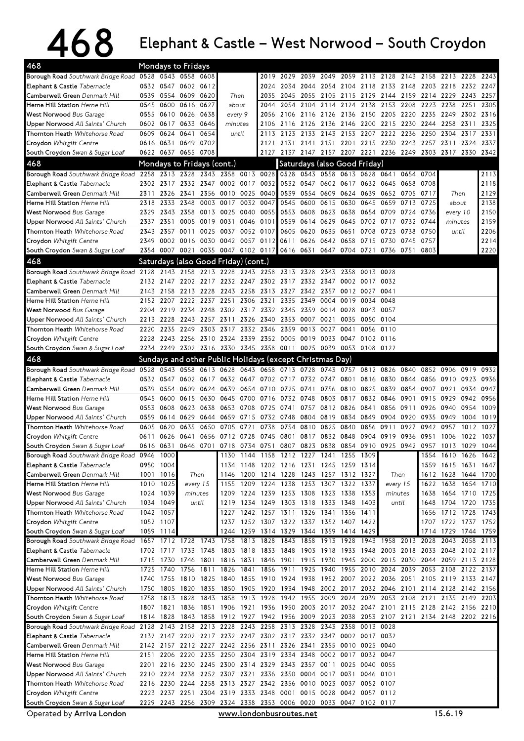# 468 Elephant & Castle – West Norwood – South Croydon

## Mondays to Fridays

| 468 | | | | | | | | | | | | | | | | | |
|---|---|---|---|---|---|---|---|---|---|---|---|---|---|---|---|---|---|
| Borough Road *Southwark Bridge Road* | 0528 | 0543 | 0558 | 0608 | | 2019 | 2029 | 2039 | 2049 | 2059 | 2113 | 2128 | 2143 | 2158 | 2213 | 2228 | 2243 |
| Elephant & Castle *Tabernacle* | 0532 | 0547 | 0602 | 0612 | | 2024 | 2034 | 2044 | 2054 | 2104 | 2118 | 2133 | 2148 | 2203 | 2218 | 2232 | 2247 |
| Camberwell Green *Denmark Hill* | 0539 | 0554 | 0609 | 0620 | Then | 2035 | 2045 | 2055 | 2105 | 2115 | 2129 | 2144 | 2159 | 2214 | 2229 | 2243 | 2257 |
| Herne Hill Station *Herne Hill* | 0545 | 0600 | 0616 | 0627 | about | 2044 | 2054 | 2104 | 2114 | 2124 | 2138 | 2153 | 2208 | 2223 | 2238 | 2251 | 2305 |
| West Norwood *Bus Garage* | 0555 | 0610 | 0626 | 0638 | every 9 | 2056 | 2106 | 2116 | 2126 | 2136 | 2150 | 2205 | 2220 | 2235 | 2249 | 2302 | 2316 |
| Upper Norwood *All Saints' Church* | 0602 | 0617 | 0633 | 0646 | minutes | 2106 | 2116 | 2126 | 2136 | 2146 | 2200 | 2215 | 2230 | 2244 | 2258 | 2311 | 2325 |
| Thornton Heath *Whitehorse Road* | 0609 | 0624 | 0641 | 0654 | until | 2113 | 2123 | 2133 | 2143 | 2153 | 2207 | 2222 | 2236 | 2250 | 2304 | 2317 | 2331 |
| Croydon *Whitgift Centre* | 0616 | 0631 | 0649 | 0702 | | 2121 | 2131 | 2141 | 2151 | 2201 | 2215 | 2230 | 2243 | 2257 | 2311 | 2324 | 2337 |
| South Croydon *Swan & Sugar Loaf* | 0622 | 0637 | 0655 | 0708 | | 2127 | 2137 | 2147 | 2157 | 2207 | 2221 | 2236 | 2249 | 2303 | 2317 | 2330 | 2342 |

## Mondays to Fridays (cont.)

| 468 | | | | | | | |
|---|---|---|---|---|---|---|---|
| Borough Road *Southwark Bridge Road* | 2258 | 2313 | 2328 | 2343 | 2358 | 0013 | 0028 |
| Elephant & Castle *Tabernacle* | 2302 | 2317 | 2332 | 2347 | 0002 | 0017 | 0032 |
| Camberwell Green *Denmark Hill* | 2311 | 2326 | 2341 | 2356 | 0010 | 0025 | 0040 |
| Herne Hill Station *Herne Hill* | 2318 | 2333 | 2348 | 0003 | 0017 | 0032 | 0047 |
| West Norwood *Bus Garage* | 2329 | 2343 | 2358 | 0013 | 0025 | 0040 | 0055 |
| Upper Norwood *All Saints' Church* | 2337 | 2351 | 0005 | 0019 | 0031 | 0046 | 0101 |
| Thornton Heath *Whitehorse Road* | 2343 | 2357 | 0011 | 0025 | 0037 | 0052 | 0107 |
| Croydon *Whitgift Centre* | 2349 | 0002 | 0016 | 0030 | 0042 | 0057 | 0112 |
| South Croydon *Swan & Sugar Loaf* | 2354 | 0007 | 0021 | 0035 | 0047 | 0102 | 0117 |

## Saturdays (also Good Friday)

| 468 | | | | | | | | | | |
|---|---|---|---|---|---|---|---|---|---|---|
| Borough Road *Southwark Bridge Road* | 0528 | 0543 | 0558 | 0613 | 0628 | 0641 | 0654 | 0704 | | 2113 |
| Elephant & Castle *Tabernacle* | 0532 | 0547 | 0602 | 0617 | 0632 | 0645 | 0658 | 0708 | | 2118 |
| Camberwell Green *Denmark Hill* | 0539 | 0554 | 0609 | 0624 | 0639 | 0652 | 0705 | 0717 | Then | 2129 |
| Herne Hill Station *Herne Hill* | 0545 | 0600 | 0615 | 0630 | 0645 | 0659 | 0713 | 0725 | about | 2138 |
| West Norwood *Bus Garage* | 0553 | 0608 | 0623 | 0638 | 0654 | 0709 | 0724 | 0736 | every 10 | 2150 |
| Upper Norwood *All Saints' Church* | 0559 | 0614 | 0629 | 0645 | 0702 | 0717 | 0732 | 0744 | minutes | 2159 |
| Thornton Heath *Whitehorse Road* | 0605 | 0620 | 0635 | 0651 | 0708 | 0723 | 0738 | 0750 | until | 2206 |
| Croydon *Whitgift Centre* | 0611 | 0626 | 0642 | 0658 | 0715 | 0730 | 0745 | 0757 | | 2214 |
| South Croydon *Swan & Sugar Loaf* | 0616 | 0631 | 0647 | 0704 | 0721 | 0736 | 0751 | 0803 | | 2220 |

## Saturdays (also Good Friday) (cont.)

| 468 | | | | | | | | | | | | | |
|---|---|---|---|---|---|---|---|---|---|---|---|---|---|
| Borough Road *Southwark Bridge Road* | 2128 | 2143 | 2158 | 2213 | 2228 | 2243 | 2258 | 2313 | 2328 | 2343 | 2358 | 0013 | 0028 |
| Elephant & Castle *Tabernacle* | 2132 | 2147 | 2202 | 2217 | 2232 | 2247 | 2302 | 2317 | 2332 | 2347 | 0002 | 0017 | 0032 |
| Camberwell Green *Denmark Hill* | 2143 | 2158 | 2213 | 2228 | 2243 | 2258 | 2313 | 2327 | 2342 | 2357 | 0012 | 0027 | 0041 |
| Herne Hill Station *Herne Hill* | 2152 | 2207 | 2222 | 2237 | 2251 | 2306 | 2321 | 2335 | 2349 | 0004 | 0019 | 0034 | 0048 |
| West Norwood *Bus Garage* | 2204 | 2219 | 2234 | 2248 | 2302 | 2317 | 2332 | 2345 | 2359 | 0014 | 0028 | 0043 | 0057 |
| Upper Norwood *All Saints' Church* | 2213 | 2228 | 2243 | 2257 | 2311 | 2326 | 2340 | 2353 | 0007 | 0021 | 0035 | 0050 | 0104 |
| Thornton Heath *Whitehorse Road* | 2220 | 2235 | 2249 | 2303 | 2317 | 2332 | 2346 | 2359 | 0013 | 0027 | 0041 | 0056 | 0110 |
| Croydon *Whitgift Centre* | 2228 | 2243 | 2256 | 2310 | 2324 | 2339 | 2352 | 0005 | 0019 | 0033 | 0047 | 0102 | 0116 |
| South Croydon *Swan & Sugar Loaf* | 2234 | 2249 | 2302 | 2316 | 2330 | 2345 | 2358 | 0011 | 0025 | 0039 | 0053 | 0108 | 0122 |

## Sundays and other Public Holidays (except Christmas Day)

| 468 | | | | | | | | | | | | | | | | | | |
|---|---|---|---|---|---|---|---|---|---|---|---|---|---|---|---|---|---|---|
| Borough Road *Southwark Bridge Road* | 0528 | 0543 | 0558 | 0613 | 0628 | 0643 | 0658 | 0713 | 0728 | 0743 | 0757 | 0812 | 0826 | 0840 | 0852 | 0906 | 0919 | 0932 |
| Elephant & Castle *Tabernacle* | 0532 | 0547 | 0602 | 0617 | 0632 | 0647 | 0702 | 0717 | 0732 | 0747 | 0801 | 0816 | 0830 | 0844 | 0856 | 0910 | 0923 | 0936 |
| Camberwell Green *Denmark Hill* | 0539 | 0554 | 0609 | 0624 | 0639 | 0654 | 0710 | 0725 | 0741 | 0756 | 0810 | 0825 | 0839 | 0854 | 0907 | 0921 | 0934 | 0947 |
| Herne Hill Station *Herne Hill* | 0545 | 0600 | 0615 | 0630 | 0645 | 0700 | 0716 | 0732 | 0748 | 0803 | 0817 | 0832 | 0846 | 0901 | 0915 | 0929 | 0942 | 0956 |
| West Norwood *Bus Garage* | 0553 | 0608 | 0623 | 0638 | 0653 | 0708 | 0725 | 0741 | 0757 | 0812 | 0826 | 0841 | 0856 | 0911 | 0926 | 0940 | 0954 | 1009 |
| Upper Norwood *All Saints' Church* | 0559 | 0614 | 0629 | 0644 | 0659 | 0715 | 0732 | 0748 | 0804 | 0819 | 0834 | 0849 | 0904 | 0920 | 0935 | 0949 | 1004 | 1019 |
| Thornton Heath *Whitehorse Road* | 0605 | 0620 | 0635 | 0650 | 0705 | 0721 | 0738 | 0754 | 0810 | 0825 | 0840 | 0856 | 0911 | 0927 | 0942 | 0957 | 1012 | 1027 |
| Croydon *Whitgift Centre* | 0611 | 0626 | 0641 | 0656 | 0712 | 0728 | 0745 | 0801 | 0817 | 0832 | 0848 | 0904 | 0919 | 0936 | 0951 | 1006 | 1022 | 1037 |
| South Croydon *Swan & Sugar Loaf* | 0616 | 0631 | 0646 | 0701 | 0718 | 0734 | 0751 | 0807 | 0823 | 0838 | 0854 | 0910 | 0925 | 0942 | 0957 | 1013 | 1029 | 1044 |

| 468 | | | | | | | | | | | | | | | | |
|---|---|---|---|---|---|---|---|---|---|---|---|---|---|---|---|---|
| Borough Road *Southwark Bridge Road* | 0946 | 1000 | | 1130 | 1144 | 1158 | 1212 | 1227 | 1241 | 1255 | 1309 | | 1554 | 1610 | 1626 | 1642 |
| Elephant & Castle *Tabernacle* | 0950 | 1004 | | 1134 | 1148 | 1202 | 1216 | 1231 | 1245 | 1259 | 1314 | | 1559 | 1615 | 1631 | 1647 |
| Camberwell Green *Denmark Hill* | 1001 | 1016 | Then | 1146 | 1200 | 1214 | 1228 | 1243 | 1257 | 1312 | 1327 | Then | 1612 | 1628 | 1644 | 1700 |
| Herne Hill Station *Herne Hill* | 1010 | 1025 | every 15 | 1155 | 1209 | 1224 | 1238 | 1253 | 1307 | 1322 | 1337 | every 15 | 1622 | 1638 | 1654 | 1710 |
| West Norwood *Bus Garage* | 1024 | 1039 | minutes | 1209 | 1224 | 1239 | 1253 | 1308 | 1323 | 1338 | 1353 | minutes | 1638 | 1654 | 1710 | 1725 |
| Upper Norwood *All Saints' Church* | 1034 | 1049 | until | 1219 | 1234 | 1249 | 1303 | 1318 | 1333 | 1348 | 1403 | until | 1648 | 1704 | 1720 | 1735 |
| Thornton Heath *Whitehorse Road* | 1042 | 1057 | | 1227 | 1242 | 1257 | 1311 | 1326 | 1341 | 1356 | 1411 | | 1656 | 1712 | 1728 | 1743 |
| Croydon *Whitgift Centre* | 1052 | 1107 | | 1237 | 1252 | 1307 | 1322 | 1337 | 1352 | 1407 | 1422 | | 1707 | 1722 | 1737 | 1752 |
| South Croydon *Swan & Sugar Loaf* | 1059 | 1114 | | 1244 | 1259 | 1314 | 1329 | 1344 | 1359 | 1414 | 1429 | | 1714 | 1729 | 1744 | 1759 |

| 468 | | | | | | | | | | | | | | | | | | |
|---|---|---|---|---|---|---|---|---|---|---|---|---|---|---|---|---|---|---|
| Borough Road *Southwark Bridge Road* | 1657 | 1712 | 1728 | 1743 | 1758 | 1813 | 1828 | 1843 | 1858 | 1913 | 1928 | 1943 | 1958 | 2013 | 2028 | 2043 | 2058 | 2113 |
| Elephant & Castle *Tabernacle* | 1702 | 1717 | 1733 | 1748 | 1803 | 1818 | 1833 | 1848 | 1903 | 1918 | 1933 | 1948 | 2003 | 2018 | 2033 | 2048 | 2102 | 2117 |
| Camberwell Green *Denmark Hill* | 1715 | 1730 | 1746 | 1801 | 1816 | 1831 | 1846 | 1901 | 1915 | 1930 | 1945 | 2000 | 2015 | 2030 | 2044 | 2059 | 2113 | 2128 |
| Herne Hill Station *Herne Hill* | 1725 | 1740 | 1756 | 1811 | 1826 | 1841 | 1856 | 1911 | 1925 | 1940 | 1955 | 2010 | 2024 | 2039 | 2053 | 2108 | 2122 | 2137 |
| West Norwood *Bus Garage* | 1740 | 1755 | 1810 | 1825 | 1840 | 1855 | 1910 | 1924 | 1938 | 1952 | 2007 | 2022 | 2036 | 2051 | 2105 | 2119 | 2133 | 2147 |
| Upper Norwood *All Saints' Church* | 1750 | 1805 | 1820 | 1835 | 1850 | 1905 | 1920 | 1934 | 1948 | 2002 | 2017 | 2032 | 2046 | 2101 | 2114 | 2128 | 2142 | 2156 |
| Thornton Heath *Whitehorse Road* | 1758 | 1813 | 1828 | 1843 | 1858 | 1913 | 1928 | 1942 | 1955 | 2009 | 2024 | 2039 | 2053 | 2108 | 2121 | 2135 | 2149 | 2203 |
| Croydon *Whitgift Centre* | 1807 | 1821 | 1836 | 1851 | 1906 | 1921 | 1936 | 1950 | 2003 | 2017 | 2032 | 2047 | 2101 | 2115 | 2128 | 2142 | 2156 | 2210 |
| South Croydon *Swan & Sugar Loaf* | 1814 | 1828 | 1843 | 1858 | 1912 | 1927 | 1942 | 1956 | 2009 | 2023 | 2038 | 2053 | 2107 | 2121 | 2134 | 2148 | 2202 | 2216 |

| 468 | | | | | | | | | | | | | |
|---|---|---|---|---|---|---|---|---|---|---|---|---|---|
| Borough Road *Southwark Bridge Road* | 2128 | 2143 | 2158 | 2213 | 2228 | 2243 | 2258 | 2313 | 2328 | 2343 | 2358 | 0013 | 0028 |
| Elephant & Castle *Tabernacle* | 2132 | 2147 | 2202 | 2217 | 2232 | 2247 | 2302 | 2317 | 2332 | 2347 | 0002 | 0017 | 0032 |
| Camberwell Green *Denmark Hill* | 2142 | 2157 | 2212 | 2227 | 2242 | 2256 | 2311 | 2326 | 2341 | 2355 | 0010 | 0025 | 0040 |
| Herne Hill Station *Herne Hill* | 2151 | 2206 | 2220 | 2235 | 2250 | 2304 | 2319 | 2334 | 2348 | 0002 | 0017 | 0032 | 0047 |
| West Norwood *Bus Garage* | 2201 | 2216 | 2230 | 2245 | 2300 | 2314 | 2329 | 2343 | 2357 | 0011 | 0025 | 0040 | 0055 |
| Upper Norwood *All Saints' Church* | 2210 | 2224 | 2238 | 2252 | 2307 | 2321 | 2336 | 2350 | 0004 | 0017 | 0031 | 0046 | 0101 |
| Thornton Heath *Whitehorse Road* | 2216 | 2230 | 2244 | 2258 | 2313 | 2327 | 2342 | 2356 | 0010 | 0023 | 0037 | 0052 | 0107 |
| Croydon *Whitgift Centre* | 2223 | 2237 | 2251 | 2304 | 2319 | 2333 | 2348 | 0001 | 0015 | 0028 | 0042 | 0057 | 0112 |
| South Croydon *Swan & Sugar Loaf* | 2229 | 2243 | 2256 | 2309 | 2324 | 2338 | 2353 | 0006 | 0020 | 0033 | 0047 | 0102 | 0117 |

Operated by **Arriva London** www.londonbusroutes.net 15.6.19